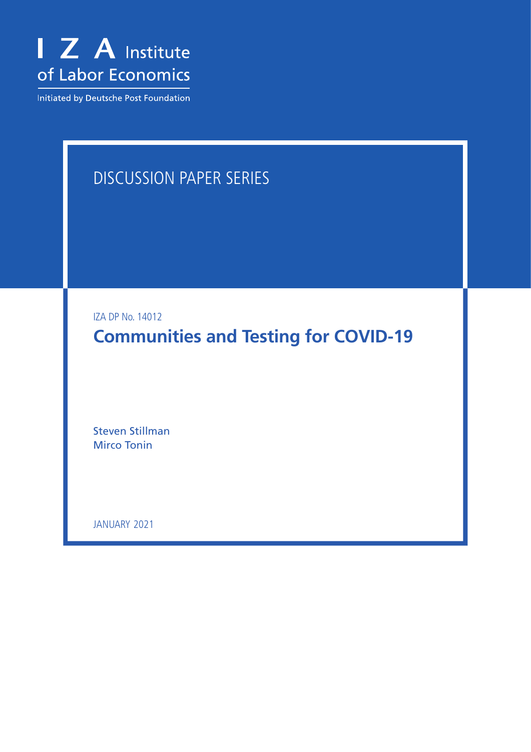I Z A Institute of Labor Economics

Initiated by Deutsche Post Foundation

DISCUSSION PAPER SERIES

IZA DP No. 14012

# Communities and Testing for COVID-19

Steven Stillman
Mirco Tonin

JANUARY 2021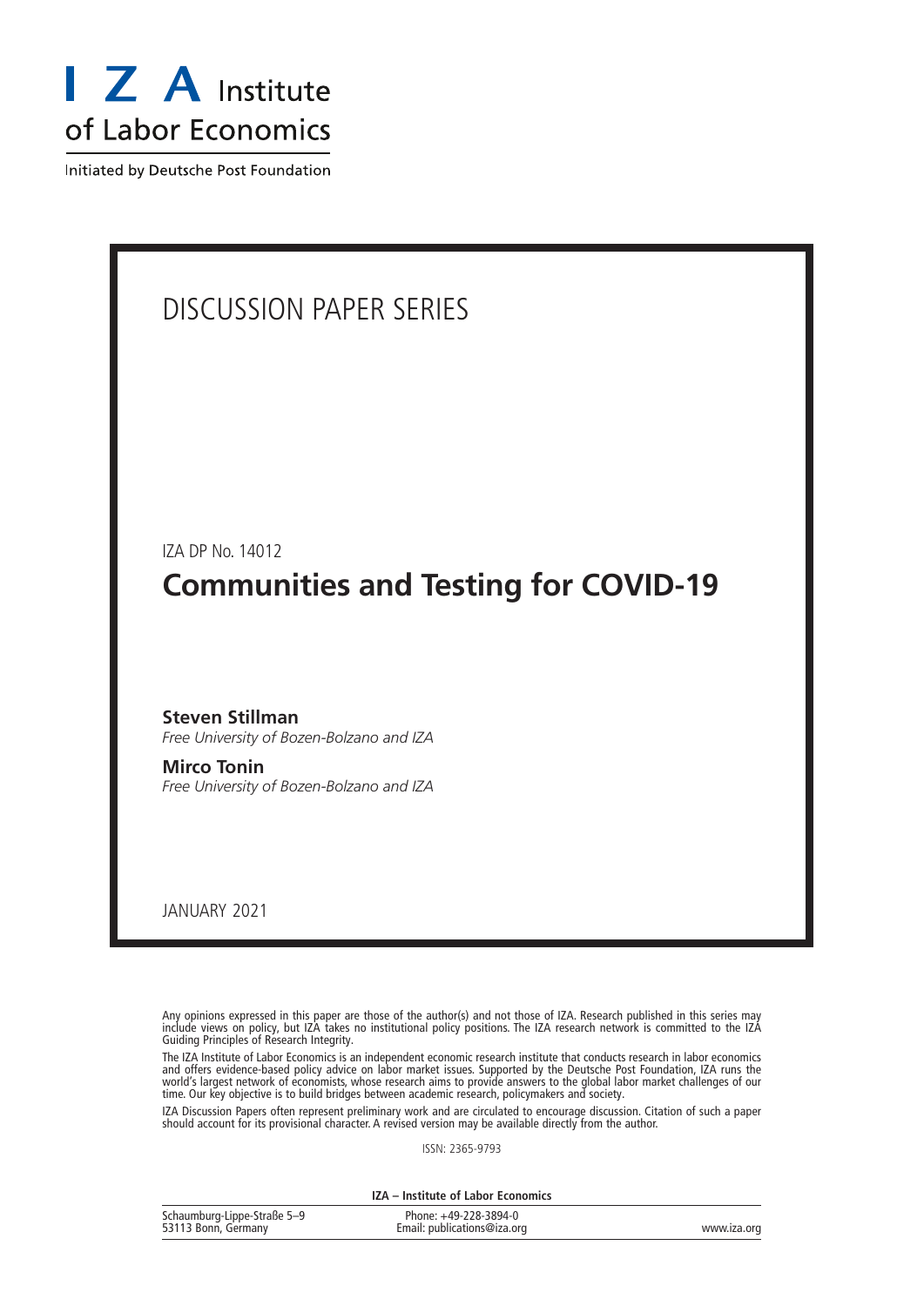# DISCUSSION PAPER SERIES

IZA DP No. 14012

# Communities and Testing for COVID-19

**Steven Stillman**
*Free University of Bozen-Bolzano and IZA*

**Mirco Tonin**
*Free University of Bozen-Bolzano and IZA*

JANUARY 2021

Any opinions expressed in this paper are those of the author(s) and not those of IZA. Research published in this series may include views on policy, but IZA takes no institutional policy positions. The IZA research network is committed to the IZA Guiding Principles of Research Integrity.

The IZA Institute of Labor Economics is an independent economic research institute that conducts research in labor economics and offers evidence-based policy advice on labor market issues. Supported by the Deutsche Post Foundation, IZA runs the world's largest network of economists, whose research aims to provide answers to the global labor market challenges of our time. Our key objective is to build bridges between academic research, policymakers and society.

IZA Discussion Papers often represent preliminary work and are circulated to encourage discussion. Citation of such a paper should account for its provisional character. A revised version may be available directly from the author.

ISSN: 2365-9793

**IZA – Institute of Labor Economics**

Schaumburg-Lippe-Straße 5–9
53113 Bonn, Germany

Phone: +49-228-3894-0
Email: publications@iza.org

www.iza.org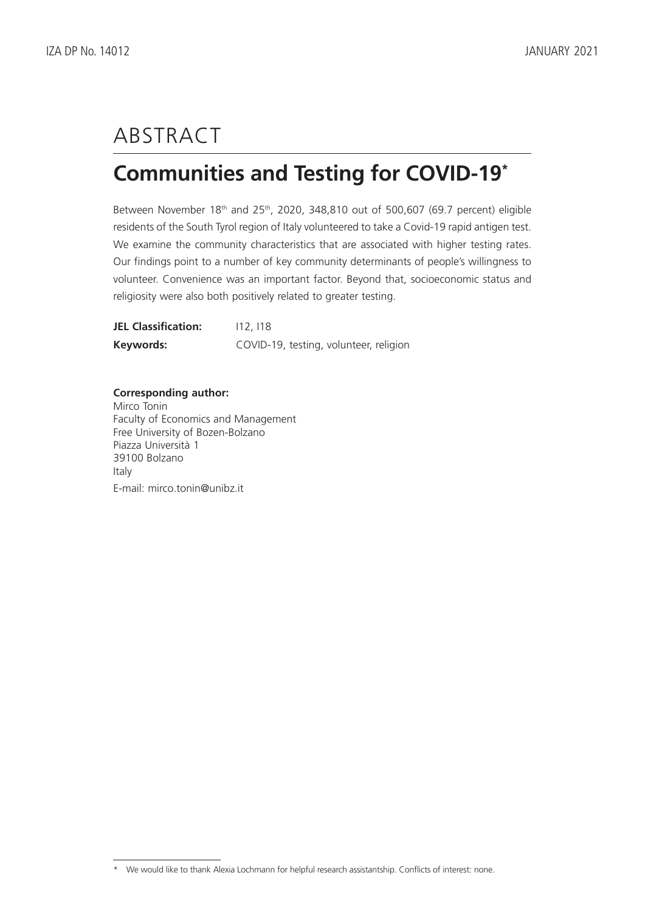# ABSTRACT

## Communities and Testing for COVID-19*

Between November 18th and 25th, 2020, 348,810 out of 500,607 (69.7 percent) eligible residents of the South Tyrol region of Italy volunteered to take a Covid-19 rapid antigen test. We examine the community characteristics that are associated with higher testing rates. Our findings point to a number of key community determinants of people's willingness to volunteer. Convenience was an important factor. Beyond that, socioeconomic status and religiosity were also both positively related to greater testing.

**JEL Classification:** I12, I18

**Keywords:** COVID-19, testing, volunteer, religion

**Corresponding author:**
Mirco Tonin
Faculty of Economics and Management
Free University of Bozen-Bolzano
Piazza Università 1
39100 Bolzano
Italy
E-mail: mirco.tonin@unibz.it

* We would like to thank Alexia Lochmann for helpful research assistantship. Conflicts of interest: none.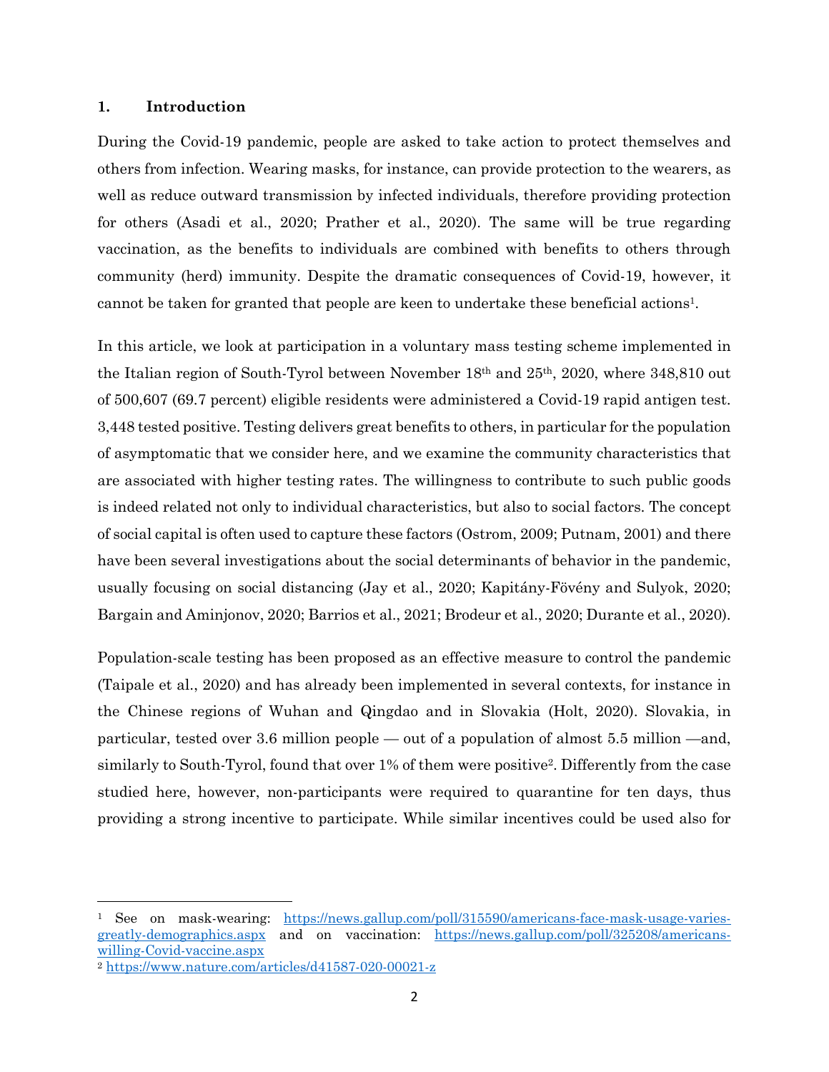## 1. Introduction

During the Covid-19 pandemic, people are asked to take action to protect themselves and others from infection. Wearing masks, for instance, can provide protection to the wearers, as well as reduce outward transmission by infected individuals, therefore providing protection for others (Asadi et al., 2020; Prather et al., 2020). The same will be true regarding vaccination, as the benefits to individuals are combined with benefits to others through community (herd) immunity. Despite the dramatic consequences of Covid-19, however, it cannot be taken for granted that people are keen to undertake these beneficial actions[1].

In this article, we look at participation in a voluntary mass testing scheme implemented in the Italian region of South-Tyrol between November 18th and 25th, 2020, where 348,810 out of 500,607 (69.7 percent) eligible residents were administered a Covid-19 rapid antigen test. 3,448 tested positive. Testing delivers great benefits to others, in particular for the population of asymptomatic that we consider here, and we examine the community characteristics that are associated with higher testing rates. The willingness to contribute to such public goods is indeed related not only to individual characteristics, but also to social factors. The concept of social capital is often used to capture these factors (Ostrom, 2009; Putnam, 2001) and there have been several investigations about the social determinants of behavior in the pandemic, usually focusing on social distancing (Jay et al., 2020; Kapitány-Fövény and Sulyok, 2020; Bargain and Aminjonov, 2020; Barrios et al., 2021; Brodeur et al., 2020; Durante et al., 2020).

Population-scale testing has been proposed as an effective measure to control the pandemic (Taipale et al., 2020) and has already been implemented in several contexts, for instance in the Chinese regions of Wuhan and Qingdao and in Slovakia (Holt, 2020). Slovakia, in particular, tested over 3.6 million people — out of a population of almost 5.5 million —and, similarly to South-Tyrol, found that over 1% of them were positive[2]. Differently from the case studied here, however, non-participants were required to quarantine for ten days, thus providing a strong incentive to participate. While similar incentives could be used also for

---

[1] See on mask-wearing: https://news.gallup.com/poll/315590/americans-face-mask-usage-varies-greatly-demographics.aspx and on vaccination: https://news.gallup.com/poll/325208/americans-willing-Covid-vaccine.aspx

[2] https://www.nature.com/articles/d41587-020-00021-z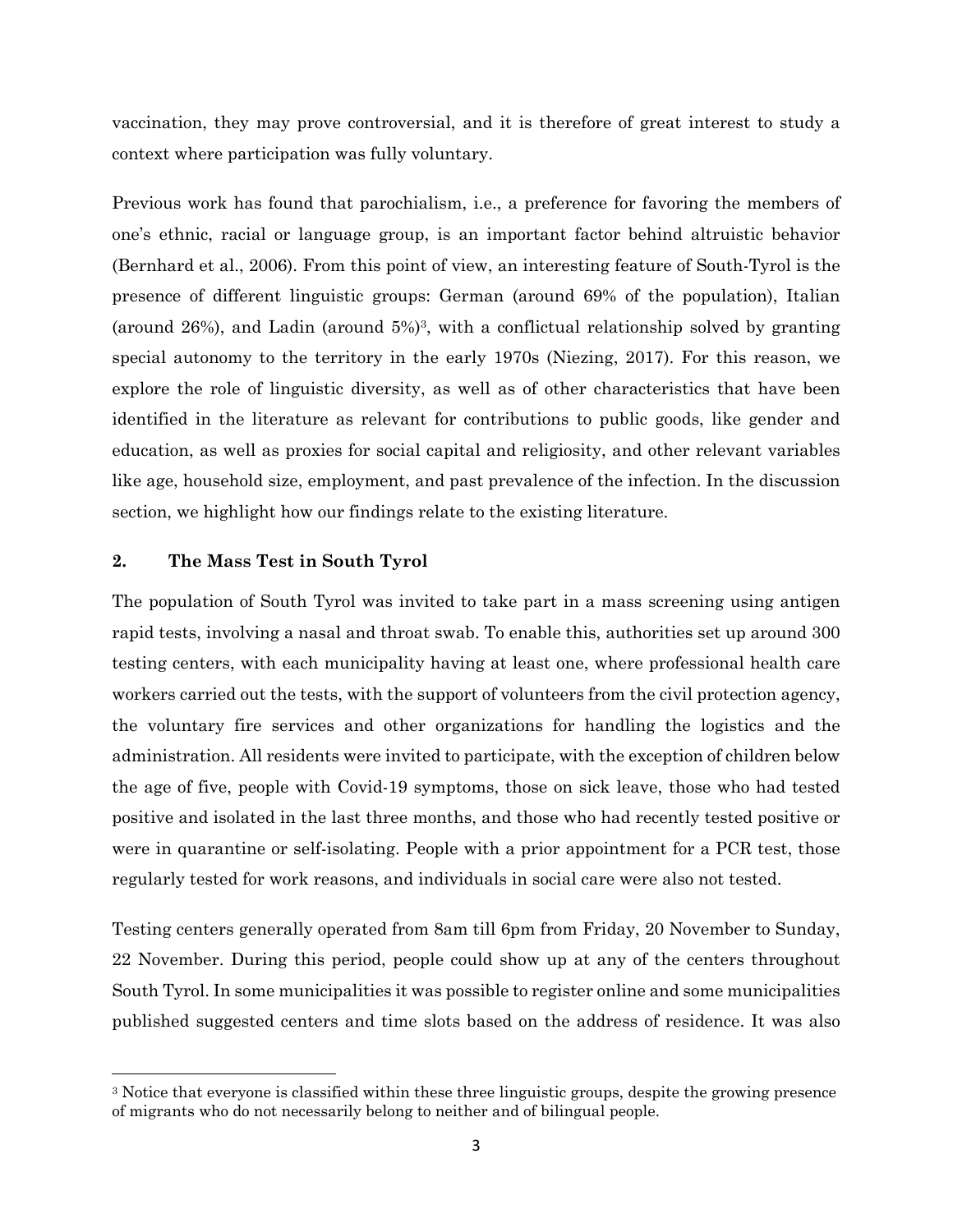vaccination, they may prove controversial, and it is therefore of great interest to study a context where participation was fully voluntary.

Previous work has found that parochialism, i.e., a preference for favoring the members of one's ethnic, racial or language group, is an important factor behind altruistic behavior (Bernhard et al., 2006). From this point of view, an interesting feature of South-Tyrol is the presence of different linguistic groups: German (around 69% of the population), Italian (around 26%), and Ladin (around 5%)[3], with a conflictual relationship solved by granting special autonomy to the territory in the early 1970s (Niezing, 2017). For this reason, we explore the role of linguistic diversity, as well as of other characteristics that have been identified in the literature as relevant for contributions to public goods, like gender and education, as well as proxies for social capital and religiosity, and other relevant variables like age, household size, employment, and past prevalence of the infection. In the discussion section, we highlight how our findings relate to the existing literature.

## 2. The Mass Test in South Tyrol

The population of South Tyrol was invited to take part in a mass screening using antigen rapid tests, involving a nasal and throat swab. To enable this, authorities set up around 300 testing centers, with each municipality having at least one, where professional health care workers carried out the tests, with the support of volunteers from the civil protection agency, the voluntary fire services and other organizations for handling the logistics and the administration. All residents were invited to participate, with the exception of children below the age of five, people with Covid-19 symptoms, those on sick leave, those who had tested positive and isolated in the last three months, and those who had recently tested positive or were in quarantine or self-isolating. People with a prior appointment for a PCR test, those regularly tested for work reasons, and individuals in social care were also not tested.

Testing centers generally operated from 8am till 6pm from Friday, 20 November to Sunday, 22 November. During this period, people could show up at any of the centers throughout South Tyrol. In some municipalities it was possible to register online and some municipalities published suggested centers and time slots based on the address of residence. It was also

[3] Notice that everyone is classified within these three linguistic groups, despite the growing presence of migrants who do not necessarily belong to neither and of bilingual people.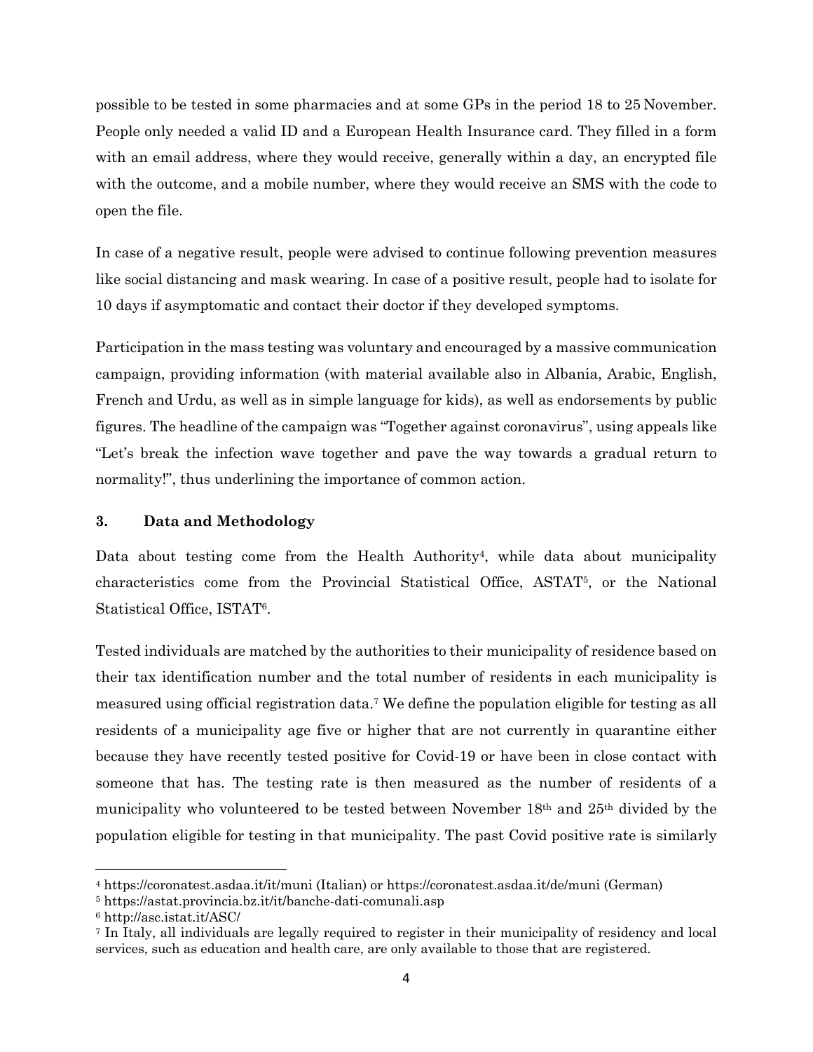possible to be tested in some pharmacies and at some GPs in the period 18 to 25 November. People only needed a valid ID and a European Health Insurance card. They filled in a form with an email address, where they would receive, generally within a day, an encrypted file with the outcome, and a mobile number, where they would receive an SMS with the code to open the file.

In case of a negative result, people were advised to continue following prevention measures like social distancing and mask wearing. In case of a positive result, people had to isolate for 10 days if asymptomatic and contact their doctor if they developed symptoms.

Participation in the mass testing was voluntary and encouraged by a massive communication campaign, providing information (with material available also in Albania, Arabic, English, French and Urdu, as well as in simple language for kids), as well as endorsements by public figures. The headline of the campaign was "Together against coronavirus", using appeals like "Let's break the infection wave together and pave the way towards a gradual return to normality!", thus underlining the importance of common action.

## 3. Data and Methodology

Data about testing come from the Health Authority[4], while data about municipality characteristics come from the Provincial Statistical Office, ASTAT[5], or the National Statistical Office, ISTAT[6].

Tested individuals are matched by the authorities to their municipality of residence based on their tax identification number and the total number of residents in each municipality is measured using official registration data.[7] We define the population eligible for testing as all residents of a municipality age five or higher that are not currently in quarantine either because they have recently tested positive for Covid-19 or have been in close contact with someone that has. The testing rate is then measured as the number of residents of a municipality who volunteered to be tested between November 18th and 25th divided by the population eligible for testing in that municipality. The past Covid positive rate is similarly

[4] https://coronatest.asdaa.it/it/muni (Italian) or https://coronatest.asdaa.it/de/muni (German)

[5] https://astat.provincia.bz.it/it/banche-dati-comunali.asp

[6] http://asc.istat.it/ASC/

[7] In Italy, all individuals are legally required to register in their municipality of residency and local services, such as education and health care, are only available to those that are registered.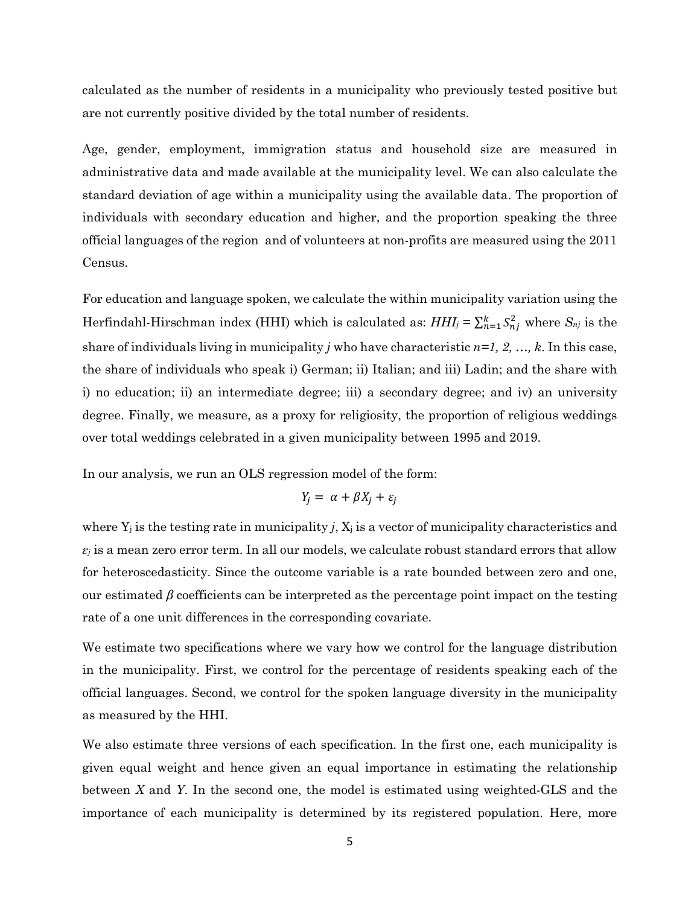calculated as the number of residents in a municipality who previously tested positive but are not currently positive divided by the total number of residents.

Age, gender, employment, immigration status and household size are measured in administrative data and made available at the municipality level. We can also calculate the standard deviation of age within a municipality using the available data. The proportion of individuals with secondary education and higher, and the proportion speaking the three official languages of the region and of volunteers at non-profits are measured using the 2011 Census.

For education and language spoken, we calculate the within municipality variation using the Herfindahl-Hirschman index (HHI) which is calculated as: $HHI_j = \sum_{n=1}^{k} S_{nj}^2$ where $S_{nj}$ is the share of individuals living in municipality $j$ who have characteristic $n=1, 2, \ldots, k$. In this case, the share of individuals who speak i) German; ii) Italian; and iii) Ladin; and the share with i) no education; ii) an intermediate degree; iii) a secondary degree; and iv) an university degree. Finally, we measure, as a proxy for religiosity, the proportion of religious weddings over total weddings celebrated in a given municipality between 1995 and 2019.

In our analysis, we run an OLS regression model of the form:

$$Y_j = \alpha + \beta X_j + \varepsilon_j$$

where $Y_j$ is the testing rate in municipality $j$, $X_j$ is a vector of municipality characteristics and $\varepsilon_j$ is a mean zero error term. In all our models, we calculate robust standard errors that allow for heteroscedasticity. Since the outcome variable is a rate bounded between zero and one, our estimated $\beta$ coefficients can be interpreted as the percentage point impact on the testing rate of a one unit differences in the corresponding covariate.

We estimate two specifications where we vary how we control for the language distribution in the municipality. First, we control for the percentage of residents speaking each of the official languages. Second, we control for the spoken language diversity in the municipality as measured by the HHI.

We also estimate three versions of each specification. In the first one, each municipality is given equal weight and hence given an equal importance in estimating the relationship between $X$ and $Y$. In the second one, the model is estimated using weighted-GLS and the importance of each municipality is determined by its registered population. Here, more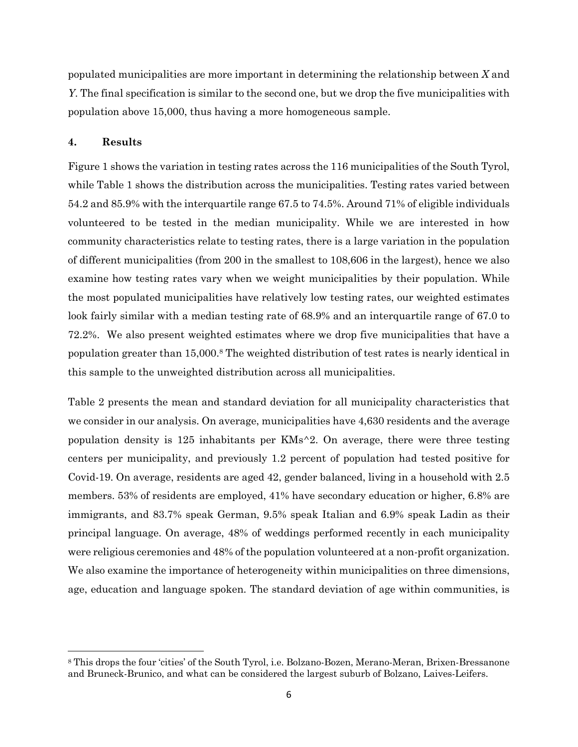populated municipalities are more important in determining the relationship between $X$ and $Y$. The final specification is similar to the second one, but we drop the five municipalities with population above 15,000, thus having a more homogeneous sample.

## 4. Results

Figure 1 shows the variation in testing rates across the 116 municipalities of the South Tyrol, while Table 1 shows the distribution across the municipalities. Testing rates varied between 54.2 and 85.9% with the interquartile range 67.5 to 74.5%. Around 71% of eligible individuals volunteered to be tested in the median municipality. While we are interested in how community characteristics relate to testing rates, there is a large variation in the population of different municipalities (from 200 in the smallest to 108,606 in the largest), hence we also examine how testing rates vary when we weight municipalities by their population. While the most populated municipalities have relatively low testing rates, our weighted estimates look fairly similar with a median testing rate of 68.9% and an interquartile range of 67.0 to 72.2%. We also present weighted estimates where we drop five municipalities that have a population greater than 15,000.[8] The weighted distribution of test rates is nearly identical in this sample to the unweighted distribution across all municipalities.

Table 2 presents the mean and standard deviation for all municipality characteristics that we consider in our analysis. On average, municipalities have 4,630 residents and the average population density is 125 inhabitants per KMs^2. On average, there were three testing centers per municipality, and previously 1.2 percent of population had tested positive for Covid-19. On average, residents are aged 42, gender balanced, living in a household with 2.5 members. 53% of residents are employed, 41% have secondary education or higher, 6.8% are immigrants, and 83.7% speak German, 9.5% speak Italian and 6.9% speak Ladin as their principal language. On average, 48% of weddings performed recently in each municipality were religious ceremonies and 48% of the population volunteered at a non-profit organization. We also examine the importance of heterogeneity within municipalities on three dimensions, age, education and language spoken. The standard deviation of age within communities, is

[8] This drops the four 'cities' of the South Tyrol, i.e. Bolzano-Bozen, Merano-Meran, Brixen-Bressanone and Bruneck-Brunico, and what can be considered the largest suburb of Bolzano, Laives-Leifers.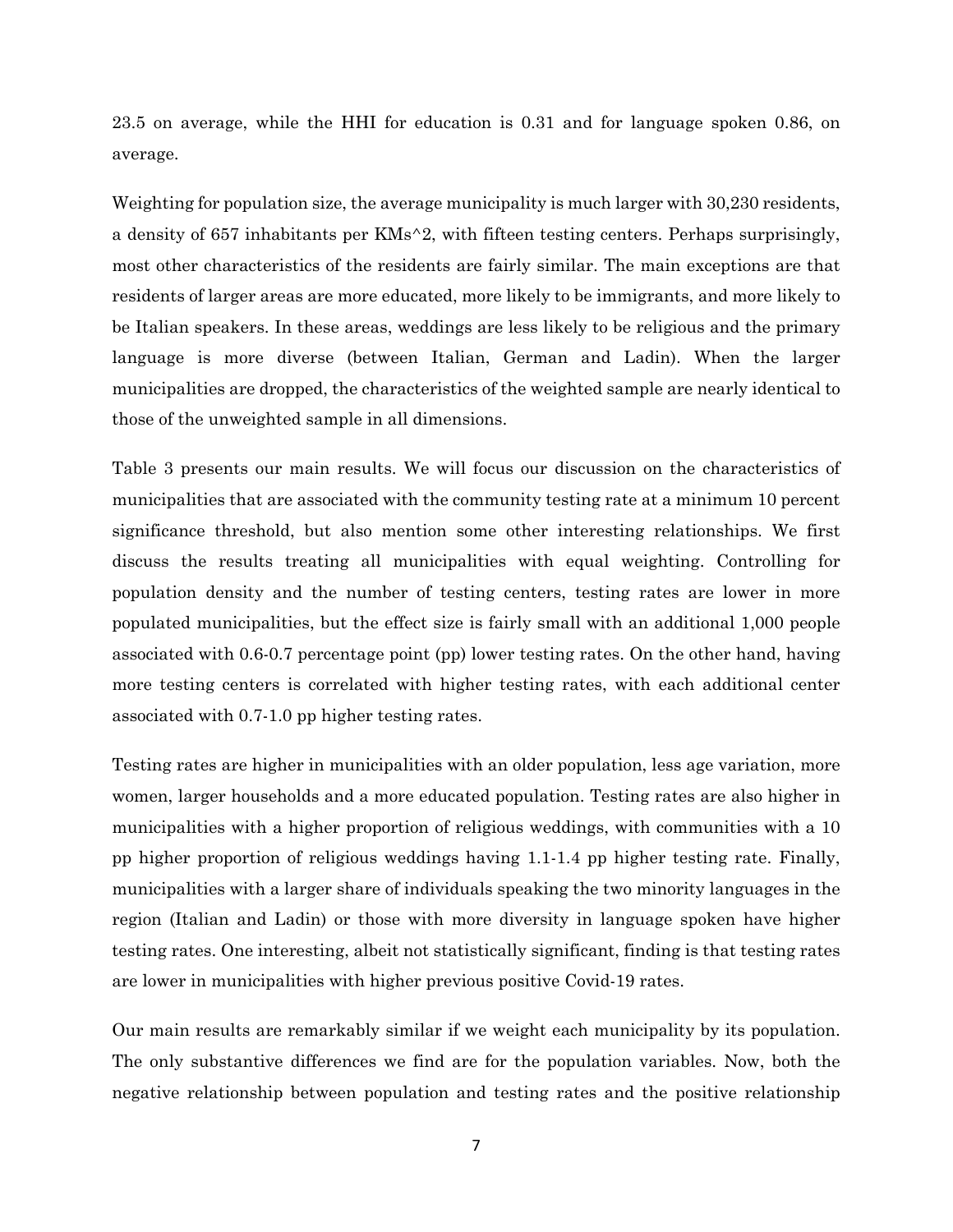23.5 on average, while the HHI for education is 0.31 and for language spoken 0.86, on average.

Weighting for population size, the average municipality is much larger with 30,230 residents, a density of 657 inhabitants per KMs^2, with fifteen testing centers. Perhaps surprisingly, most other characteristics of the residents are fairly similar. The main exceptions are that residents of larger areas are more educated, more likely to be immigrants, and more likely to be Italian speakers. In these areas, weddings are less likely to be religious and the primary language is more diverse (between Italian, German and Ladin). When the larger municipalities are dropped, the characteristics of the weighted sample are nearly identical to those of the unweighted sample in all dimensions.

Table 3 presents our main results. We will focus our discussion on the characteristics of municipalities that are associated with the community testing rate at a minimum 10 percent significance threshold, but also mention some other interesting relationships. We first discuss the results treating all municipalities with equal weighting. Controlling for population density and the number of testing centers, testing rates are lower in more populated municipalities, but the effect size is fairly small with an additional 1,000 people associated with 0.6-0.7 percentage point (pp) lower testing rates. On the other hand, having more testing centers is correlated with higher testing rates, with each additional center associated with 0.7-1.0 pp higher testing rates.

Testing rates are higher in municipalities with an older population, less age variation, more women, larger households and a more educated population. Testing rates are also higher in municipalities with a higher proportion of religious weddings, with communities with a 10 pp higher proportion of religious weddings having 1.1-1.4 pp higher testing rate. Finally, municipalities with a larger share of individuals speaking the two minority languages in the region (Italian and Ladin) or those with more diversity in language spoken have higher testing rates. One interesting, albeit not statistically significant, finding is that testing rates are lower in municipalities with higher previous positive Covid-19 rates.

Our main results are remarkably similar if we weight each municipality by its population. The only substantive differences we find are for the population variables. Now, both the negative relationship between population and testing rates and the positive relationship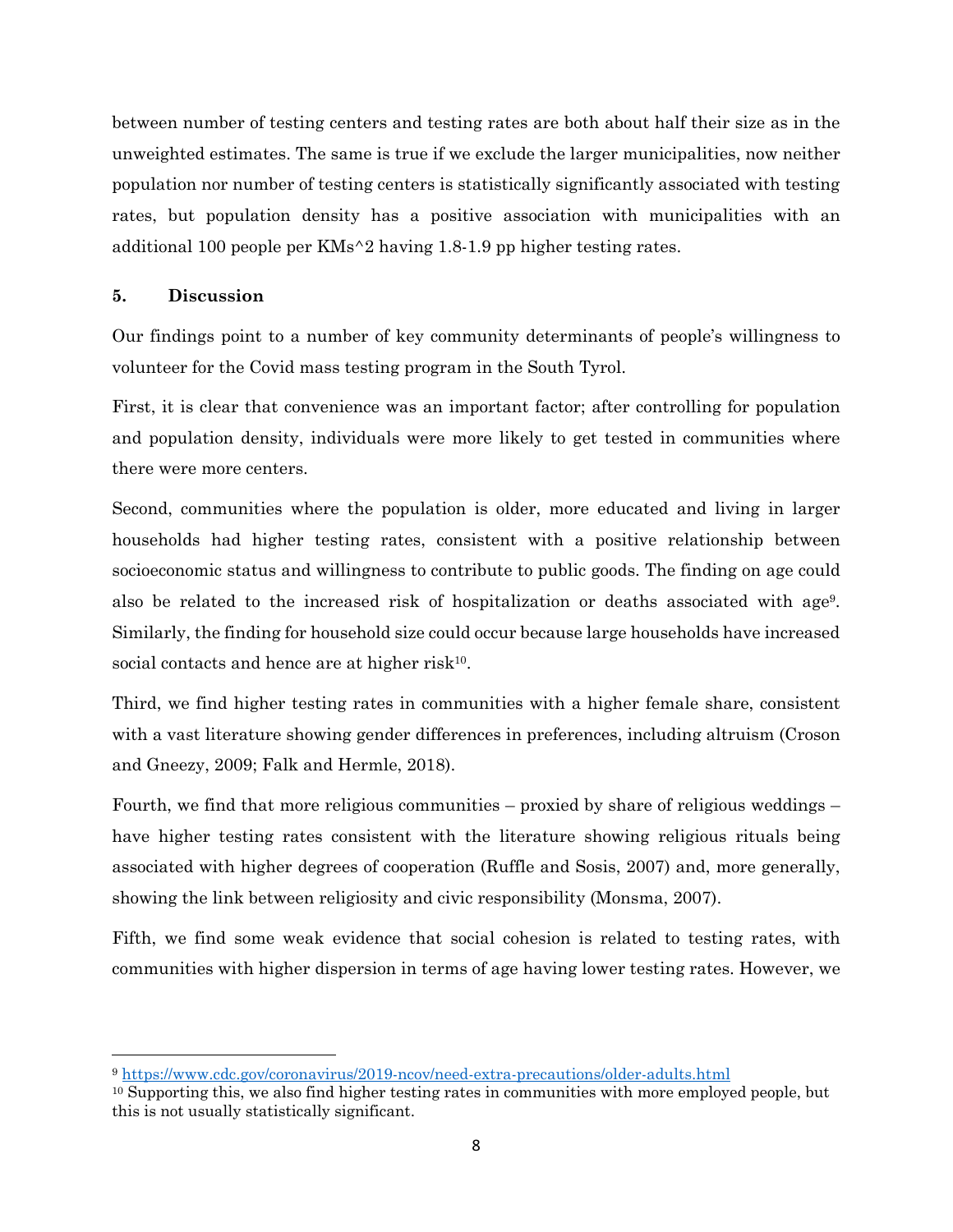between number of testing centers and testing rates are both about half their size as in the unweighted estimates. The same is true if we exclude the larger municipalities, now neither population nor number of testing centers is statistically significantly associated with testing rates, but population density has a positive association with municipalities with an additional 100 people per KMs^2 having 1.8-1.9 pp higher testing rates.

## 5. Discussion

Our findings point to a number of key community determinants of people's willingness to volunteer for the Covid mass testing program in the South Tyrol.

First, it is clear that convenience was an important factor; after controlling for population and population density, individuals were more likely to get tested in communities where there were more centers.

Second, communities where the population is older, more educated and living in larger households had higher testing rates, consistent with a positive relationship between socioeconomic status and willingness to contribute to public goods. The finding on age could also be related to the increased risk of hospitalization or deaths associated with age[9]. Similarly, the finding for household size could occur because large households have increased social contacts and hence are at higher risk[10].

Third, we find higher testing rates in communities with a higher female share, consistent with a vast literature showing gender differences in preferences, including altruism (Croson and Gneezy, 2009; Falk and Hermle, 2018).

Fourth, we find that more religious communities – proxied by share of religious weddings – have higher testing rates consistent with the literature showing religious rituals being associated with higher degrees of cooperation (Ruffle and Sosis, 2007) and, more generally, showing the link between religiosity and civic responsibility (Monsma, 2007).

Fifth, we find some weak evidence that social cohesion is related to testing rates, with communities with higher dispersion in terms of age having lower testing rates. However, we

---

[9] https://www.cdc.gov/coronavirus/2019-ncov/need-extra-precautions/older-adults.html

[10] Supporting this, we also find higher testing rates in communities with more employed people, but this is not usually statistically significant.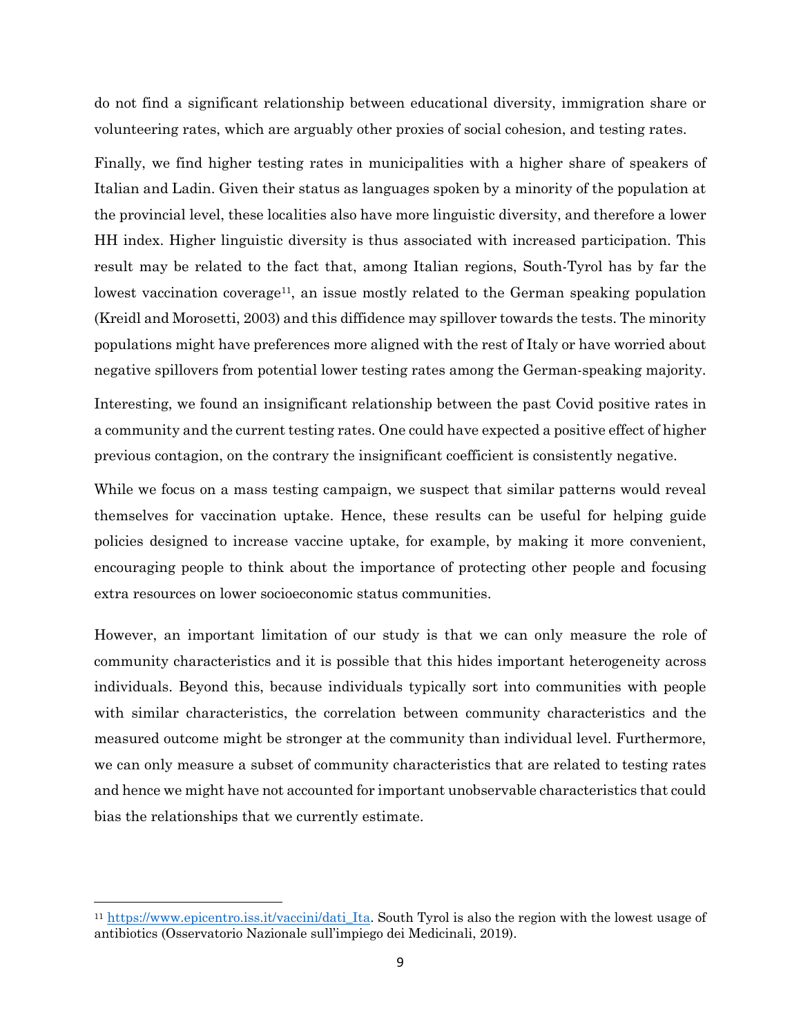do not find a significant relationship between educational diversity, immigration share or volunteering rates, which are arguably other proxies of social cohesion, and testing rates.

Finally, we find higher testing rates in municipalities with a higher share of speakers of Italian and Ladin. Given their status as languages spoken by a minority of the population at the provincial level, these localities also have more linguistic diversity, and therefore a lower HH index. Higher linguistic diversity is thus associated with increased participation. This result may be related to the fact that, among Italian regions, South-Tyrol has by far the lowest vaccination coverage[11], an issue mostly related to the German speaking population (Kreidl and Morosetti, 2003) and this diffidence may spillover towards the tests. The minority populations might have preferences more aligned with the rest of Italy or have worried about negative spillovers from potential lower testing rates among the German-speaking majority.

Interesting, we found an insignificant relationship between the past Covid positive rates in a community and the current testing rates. One could have expected a positive effect of higher previous contagion, on the contrary the insignificant coefficient is consistently negative.

While we focus on a mass testing campaign, we suspect that similar patterns would reveal themselves for vaccination uptake. Hence, these results can be useful for helping guide policies designed to increase vaccine uptake, for example, by making it more convenient, encouraging people to think about the importance of protecting other people and focusing extra resources on lower socioeconomic status communities.

However, an important limitation of our study is that we can only measure the role of community characteristics and it is possible that this hides important heterogeneity across individuals. Beyond this, because individuals typically sort into communities with people with similar characteristics, the correlation between community characteristics and the measured outcome might be stronger at the community than individual level. Furthermore, we can only measure a subset of community characteristics that are related to testing rates and hence we might have not accounted for important unobservable characteristics that could bias the relationships that we currently estimate.

---

[11] https://www.epicentro.iss.it/vaccini/dati_Ita. South Tyrol is also the region with the lowest usage of antibiotics (Osservatorio Nazionale sull'impiego dei Medicinali, 2019).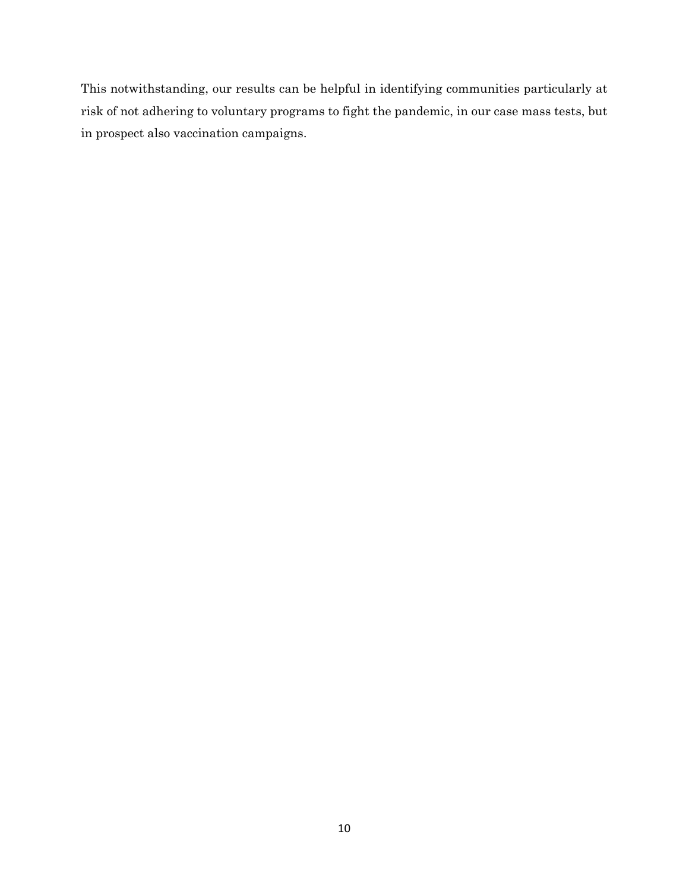This notwithstanding, our results can be helpful in identifying communities particularly at risk of not adhering to voluntary programs to fight the pandemic, in our case mass tests, but in prospect also vaccination campaigns.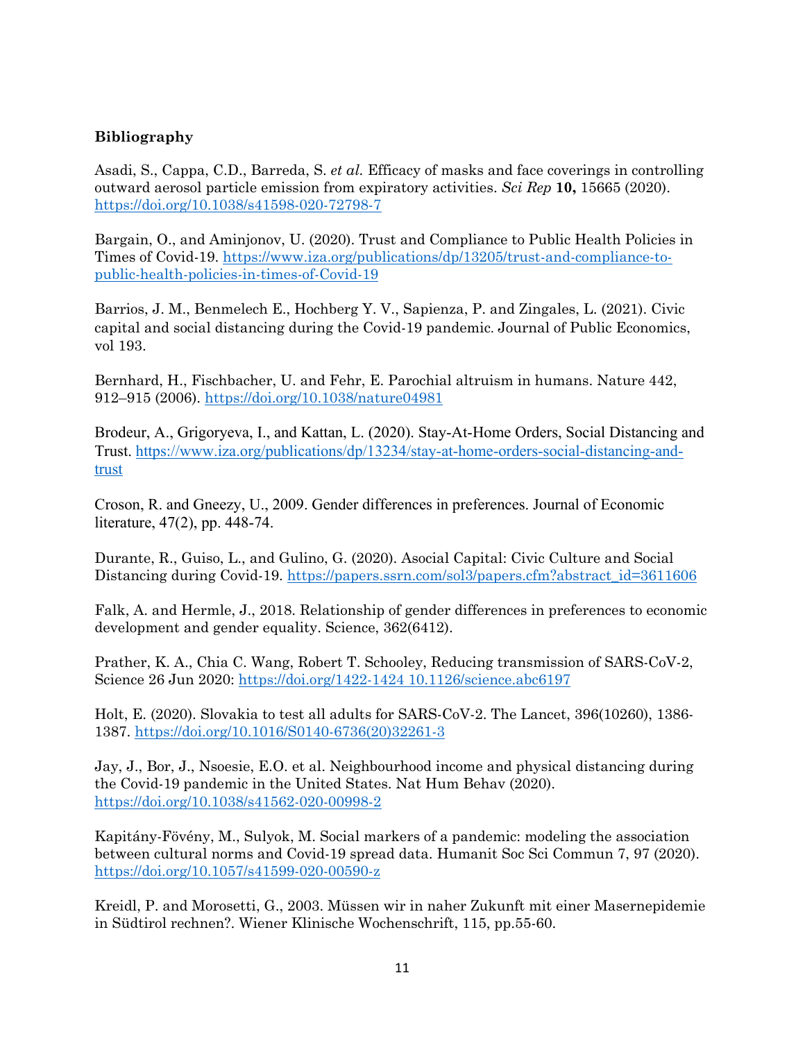**Bibliography**

Asadi, S., Cappa, C.D., Barreda, S. *et al.* Efficacy of masks and face coverings in controlling outward aerosol particle emission from expiratory activities. *Sci Rep* **10,** 15665 (2020). https://doi.org/10.1038/s41598-020-72798-7

Bargain, O., and Aminjonov, U. (2020). Trust and Compliance to Public Health Policies in Times of Covid-19. https://www.iza.org/publications/dp/13205/trust-and-compliance-to-public-health-policies-in-times-of-Covid-19

Barrios, J. M., Benmelech E., Hochberg Y. V., Sapienza, P. and Zingales, L. (2021). Civic capital and social distancing during the Covid-19 pandemic. Journal of Public Economics, vol 193.

Bernhard, H., Fischbacher, U. and Fehr, E. Parochial altruism in humans. Nature 442, 912–915 (2006). https://doi.org/10.1038/nature04981

Brodeur, A., Grigoryeva, I., and Kattan, L. (2020). Stay-At-Home Orders, Social Distancing and Trust. https://www.iza.org/publications/dp/13234/stay-at-home-orders-social-distancing-and-trust

Croson, R. and Gneezy, U., 2009. Gender differences in preferences. Journal of Economic literature, 47(2), pp. 448-74.

Durante, R., Guiso, L., and Gulino, G. (2020). Asocial Capital: Civic Culture and Social Distancing during Covid-19. https://papers.ssrn.com/sol3/papers.cfm?abstract_id=3611606

Falk, A. and Hermle, J., 2018. Relationship of gender differences in preferences to economic development and gender equality. Science, 362(6412).

Prather, K. A., Chia C. Wang, Robert T. Schooley, Reducing transmission of SARS-CoV-2, Science 26 Jun 2020: https://doi.org/1422-1424 10.1126/science.abc6197

Holt, E. (2020). Slovakia to test all adults for SARS-CoV-2. The Lancet, 396(10260), 1386-1387. https://doi.org/10.1016/S0140-6736(20)32261-3

Jay, J., Bor, J., Nsoesie, E.O. et al. Neighbourhood income and physical distancing during the Covid-19 pandemic in the United States. Nat Hum Behav (2020). https://doi.org/10.1038/s41562-020-00998-2

Kapitány-Fövény, M., Sulyok, M. Social markers of a pandemic: modeling the association between cultural norms and Covid-19 spread data. Humanit Soc Sci Commun 7, 97 (2020). https://doi.org/10.1057/s41599-020-00590-z

Kreidl, P. and Morosetti, G., 2003. Müssen wir in naher Zukunft mit einer Masernepidemie in Südtirol rechnen?. Wiener Klinische Wochenschrift, 115, pp.55-60.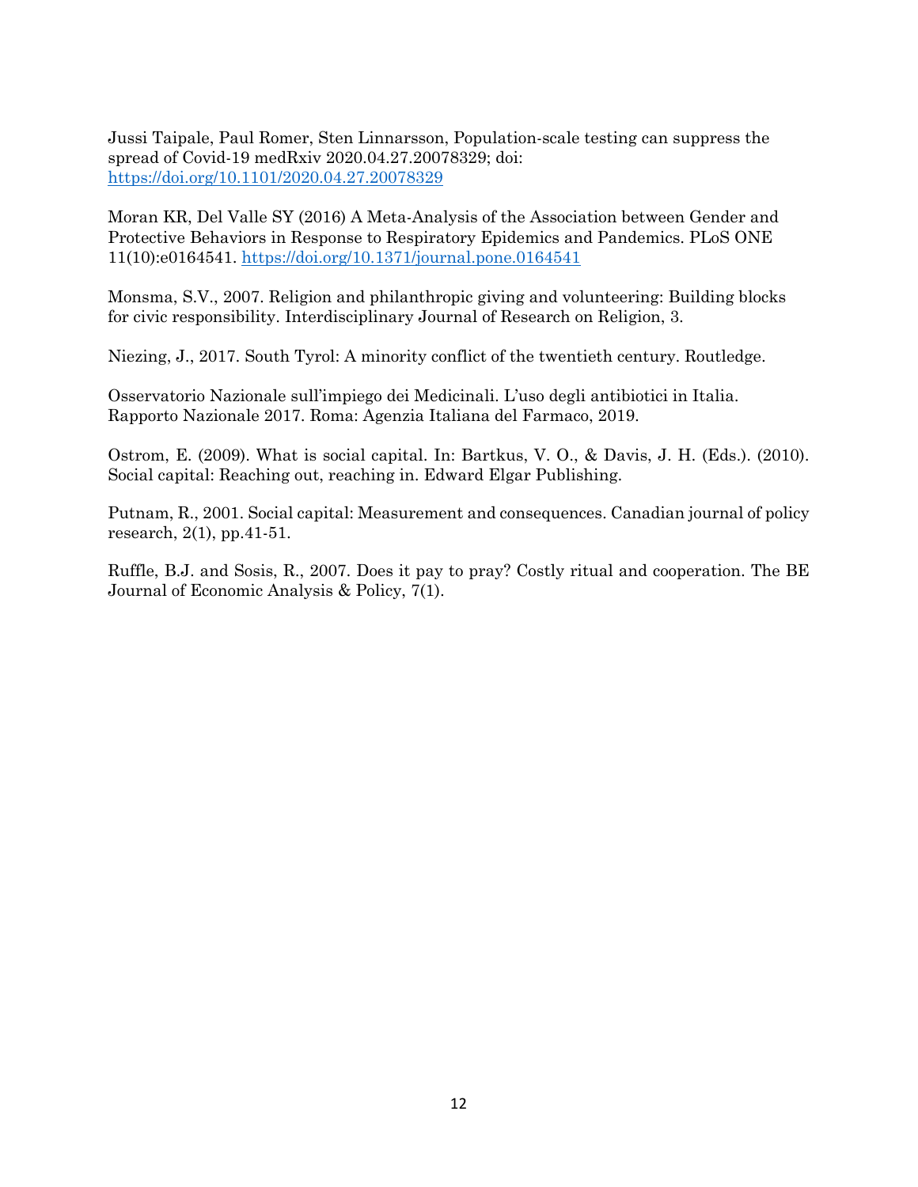Jussi Taipale, Paul Romer, Sten Linnarsson, Population-scale testing can suppress the spread of Covid-19 medRxiv 2020.04.27.20078329; doi: https://doi.org/10.1101/2020.04.27.20078329

Moran KR, Del Valle SY (2016) A Meta-Analysis of the Association between Gender and Protective Behaviors in Response to Respiratory Epidemics and Pandemics. PLoS ONE 11(10):e0164541. https://doi.org/10.1371/journal.pone.0164541

Monsma, S.V., 2007. Religion and philanthropic giving and volunteering: Building blocks for civic responsibility. Interdisciplinary Journal of Research on Religion, 3.

Niezing, J., 2017. South Tyrol: A minority conflict of the twentieth century. Routledge.

Osservatorio Nazionale sull'impiego dei Medicinali. L'uso degli antibiotici in Italia. Rapporto Nazionale 2017. Roma: Agenzia Italiana del Farmaco, 2019.

Ostrom, E. (2009). What is social capital. In: Bartkus, V. O., & Davis, J. H. (Eds.). (2010). Social capital: Reaching out, reaching in. Edward Elgar Publishing.

Putnam, R., 2001. Social capital: Measurement and consequences. Canadian journal of policy research, 2(1), pp.41-51.

Ruffle, B.J. and Sosis, R., 2007. Does it pay to pray? Costly ritual and cooperation. The BE Journal of Economic Analysis & Policy, 7(1).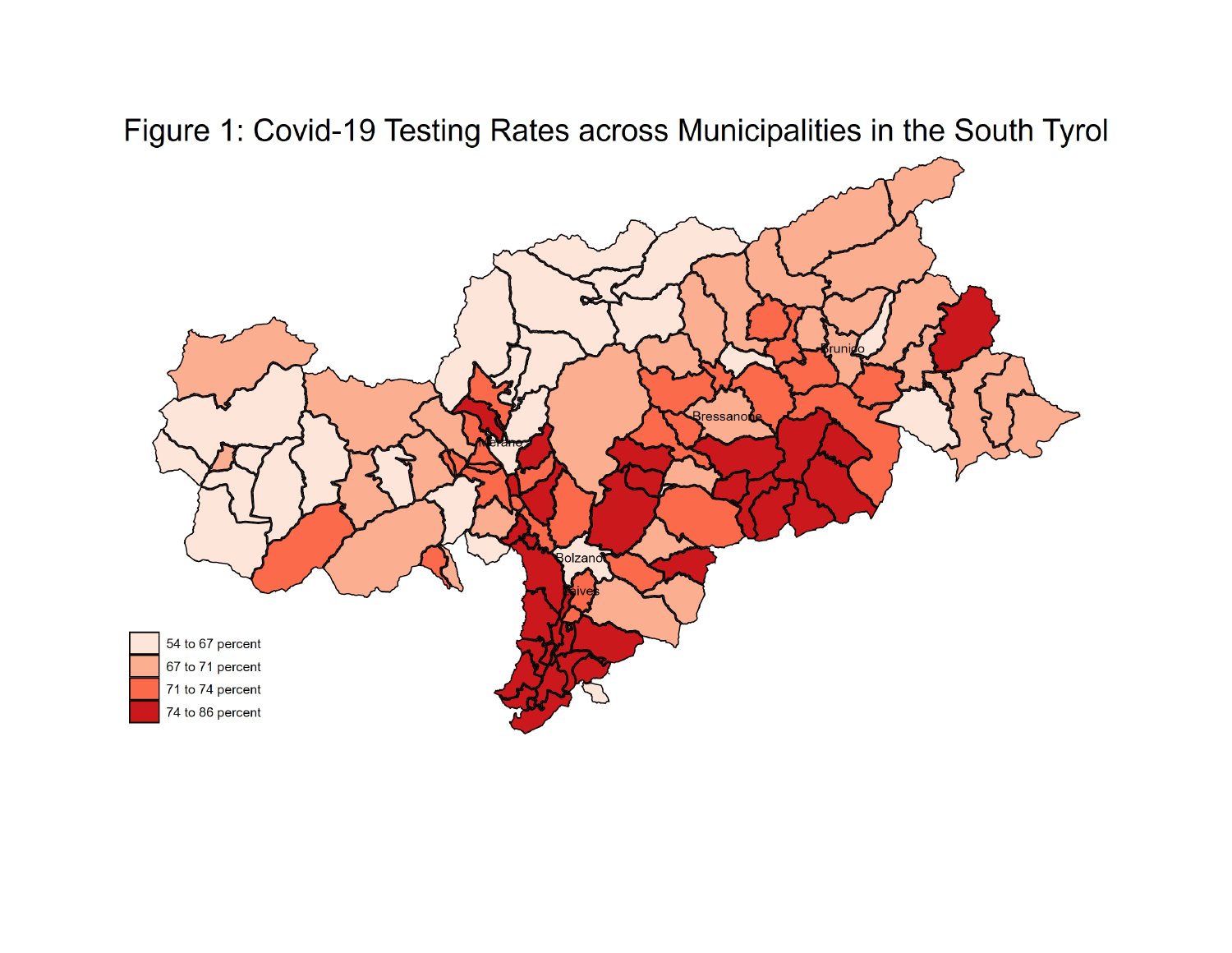Figure 1: Covid-19 Testing Rates across Municipalities in the South Tyrol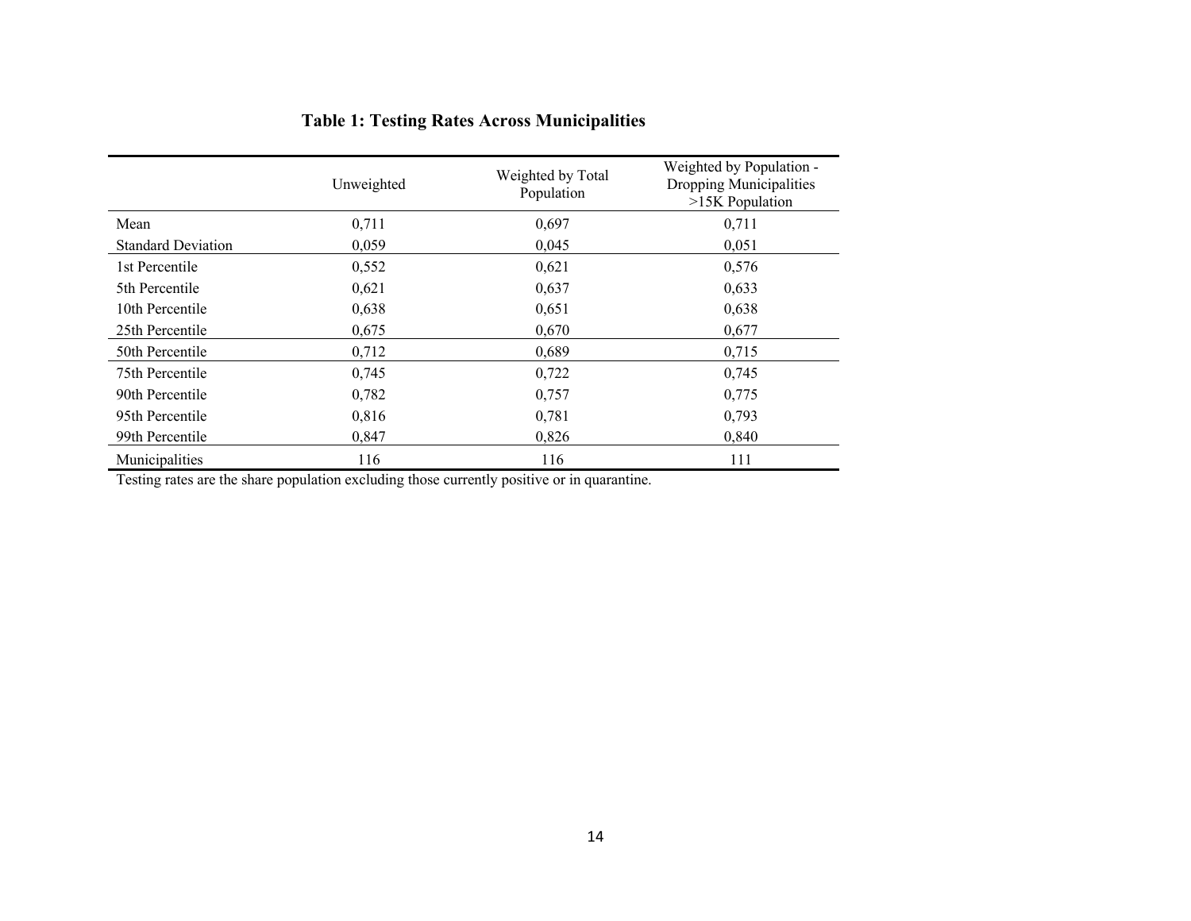**Table 1: Testing Rates Across Municipalities**

| | Unweighted | Weighted by Total Population | Weighted by Population - Dropping Municipalities >15K Population |
|---|---|---|---|
| Mean | 0,711 | 0,697 | 0,711 |
| Standard Deviation | 0,059 | 0,045 | 0,051 |
| 1st Percentile | 0,552 | 0,621 | 0,576 |
| 5th Percentile | 0,621 | 0,637 | 0,633 |
| 10th Percentile | 0,638 | 0,651 | 0,638 |
| 25th Percentile | 0,675 | 0,670 | 0,677 |
| 50th Percentile | 0,712 | 0,689 | 0,715 |
| 75th Percentile | 0,745 | 0,722 | 0,745 |
| 90th Percentile | 0,782 | 0,757 | 0,775 |
| 95th Percentile | 0,816 | 0,781 | 0,793 |
| 99th Percentile | 0,847 | 0,826 | 0,840 |
| Municipalities | 116 | 116 | 111 |

Testing rates are the share population excluding those currently positive or in quarantine.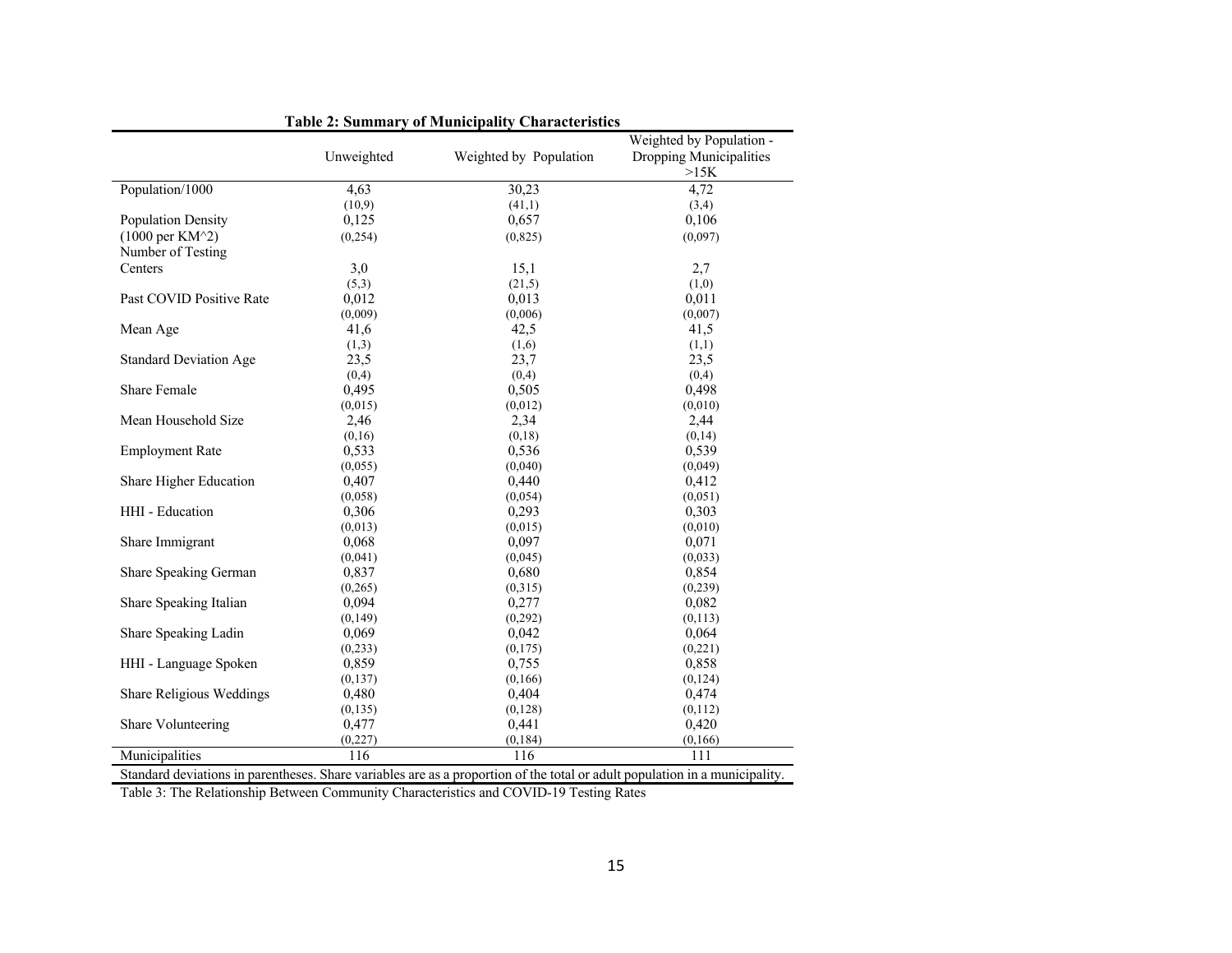**Table 2: Summary of Municipality Characteristics**

| | Unweighted | Weighted by Population | Weighted by Population - Dropping Municipalities >15K |
|---|---|---|---|
| Population/1000 | 4,63 | 30,23 | 4,72 |
| | (10,9) | (41,1) | (3,4) |
| Population Density | 0,125 | 0,657 | 0,106 |
| (1000 per KM^2) | (0,254) | (0,825) | (0,097) |
| Number of Testing Centers | 3,0 | 15,1 | 2,7 |
| | (5,3) | (21,5) | (1,0) |
| Past COVID Positive Rate | 0,012 | 0,013 | 0,011 |
| | (0,009) | (0,006) | (0,007) |
| Mean Age | 41,6 | 42,5 | 41,5 |
| | (1,3) | (1,6) | (1,1) |
| Standard Deviation Age | 23,5 | 23,7 | 23,5 |
| | (0,4) | (0,4) | (0,4) |
| Share Female | 0,495 | 0,505 | 0,498 |
| | (0,015) | (0,012) | (0,010) |
| Mean Household Size | 2,46 | 2,34 | 2,44 |
| | (0,16) | (0,18) | (0,14) |
| Employment Rate | 0,533 | 0,536 | 0,539 |
| | (0,055) | (0,040) | (0,049) |
| Share Higher Education | 0,407 | 0,440 | 0,412 |
| | (0,058) | (0,054) | (0,051) |
| HHI - Education | 0,306 | 0,293 | 0,303 |
| | (0,013) | (0,015) | (0,010) |
| Share Immigrant | 0,068 | 0,097 | 0,071 |
| | (0,041) | (0,045) | (0,033) |
| Share Speaking German | 0,837 | 0,680 | 0,854 |
| | (0,265) | (0,315) | (0,239) |
| Share Speaking Italian | 0,094 | 0,277 | 0,082 |
| | (0,149) | (0,292) | (0,113) |
| Share Speaking Ladin | 0,069 | 0,042 | 0,064 |
| | (0,233) | (0,175) | (0,221) |
| HHI - Language Spoken | 0,859 | 0,755 | 0,858 |
| | (0,137) | (0,166) | (0,124) |
| Share Religious Weddings | 0,480 | 0,404 | 0,474 |
| | (0,135) | (0,128) | (0,112) |
| Share Volunteering | 0,477 | 0,441 | 0,420 |
| | (0,227) | (0,184) | (0,166) |
| Municipalities | 116 | 116 | 111 |

Standard deviations in parentheses. Share variables are as a proportion of the total or adult population in a municipality.

Table 3: The Relationship Between Community Characteristics and COVID-19 Testing Rates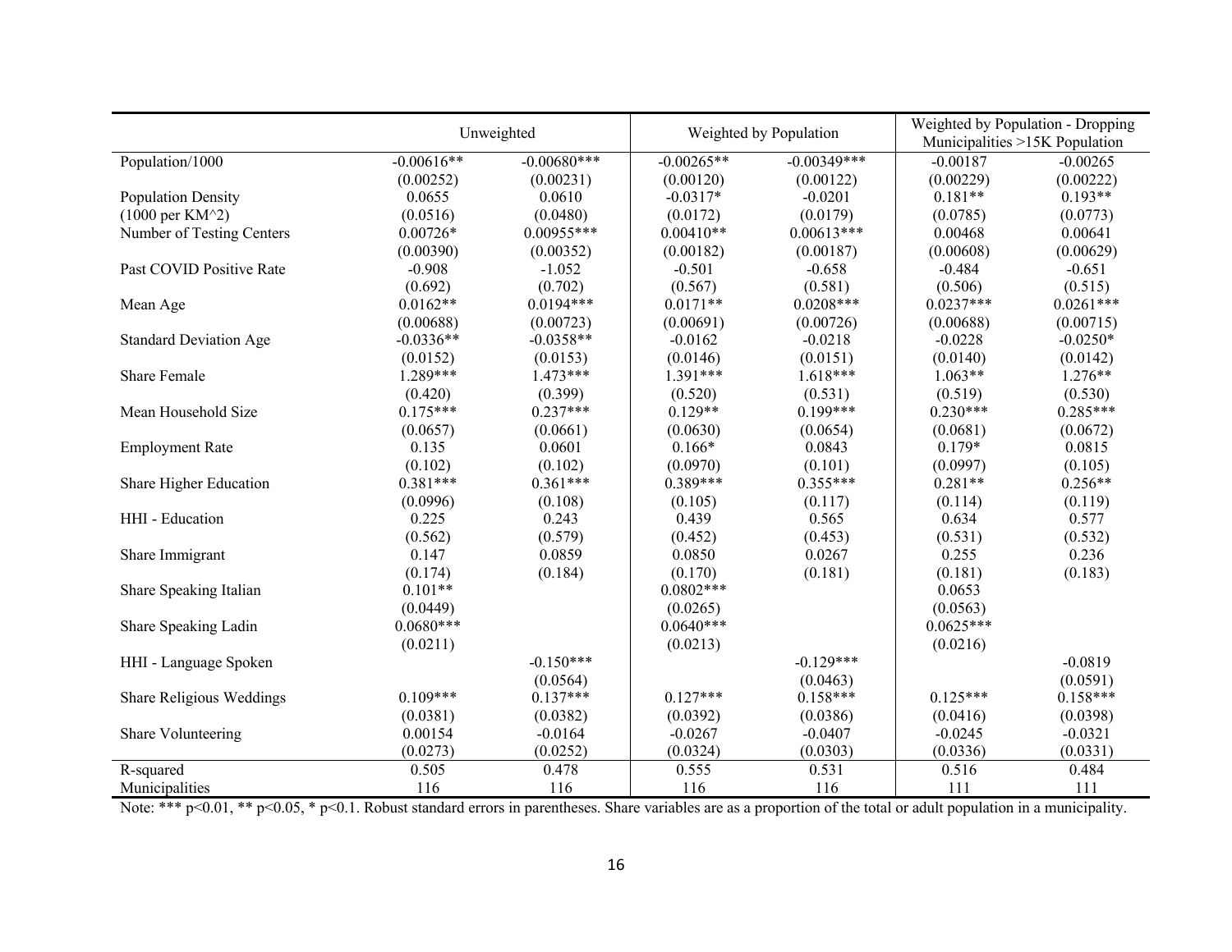| | Unweighted | | Weighted by Population | | Weighted by Population - Dropping Municipalities >15K Population | |
|---|---|---|---|---|---|---|
| Population/1000 | -0.00616** | -0.00680*** | -0.00265** | -0.00349*** | -0.00187 | -0.00265 |
| | (0.00252) | (0.00231) | (0.00120) | (0.00122) | (0.00229) | (0.00222) |
| Population Density | 0.0655 | 0.0610 | -0.0317* | -0.0201 | 0.181** | 0.193** |
| (1000 per KM^2) | (0.0516) | (0.0480) | (0.0172) | (0.0179) | (0.0785) | (0.0773) |
| Number of Testing Centers | 0.00726* | 0.00955*** | 0.00410** | 0.00613*** | 0.00468 | 0.00641 |
| | (0.00390) | (0.00352) | (0.00182) | (0.00187) | (0.00608) | (0.00629) |
| Past COVID Positive Rate | -0.908 | -1.052 | -0.501 | -0.658 | -0.484 | -0.651 |
| | (0.692) | (0.702) | (0.567) | (0.581) | (0.506) | (0.515) |
| Mean Age | 0.0162** | 0.0194*** | 0.0171** | 0.0208*** | 0.0237*** | 0.0261*** |
| | (0.00688) | (0.00723) | (0.00691) | (0.00726) | (0.00688) | (0.00715) |
| Standard Deviation Age | -0.0336** | -0.0358** | -0.0162 | -0.0218 | -0.0228 | -0.0250* |
| | (0.0152) | (0.0153) | (0.0146) | (0.0151) | (0.0140) | (0.0142) |
| Share Female | 1.289*** | 1.473*** | 1.391*** | 1.618*** | 1.063** | 1.276** |
| | (0.420) | (0.399) | (0.520) | (0.531) | (0.519) | (0.530) |
| Mean Household Size | 0.175*** | 0.237*** | 0.129** | 0.199*** | 0.230*** | 0.285*** |
| | (0.0657) | (0.0661) | (0.0630) | (0.0654) | (0.0681) | (0.0672) |
| Employment Rate | 0.135 | 0.0601 | 0.166* | 0.0843 | 0.179* | 0.0815 |
| | (0.102) | (0.102) | (0.0970) | (0.101) | (0.0997) | (0.105) |
| Share Higher Education | 0.381*** | 0.361*** | 0.389*** | 0.355*** | 0.281** | 0.256** |
| | (0.0996) | (0.108) | (0.105) | (0.117) | (0.114) | (0.119) |
| HHI - Education | 0.225 | 0.243 | 0.439 | 0.565 | 0.634 | 0.577 |
| | (0.562) | (0.579) | (0.452) | (0.453) | (0.531) | (0.532) |
| Share Immigrant | 0.147 | 0.0859 | 0.0850 | 0.0267 | 0.255 | 0.236 |
| | (0.174) | (0.184) | (0.170) | (0.181) | (0.181) | (0.183) |
| Share Speaking Italian | 0.101** | | 0.0802*** | | 0.0653 | |
| | (0.0449) | | (0.0265) | | (0.0563) | |
| Share Speaking Ladin | 0.0680*** | | 0.0640*** | | 0.0625*** | |
| | (0.0211) | | (0.0213) | | (0.0216) | |
| HHI - Language Spoken | | -0.150*** | | -0.129*** | | -0.0819 |
| | | (0.0564) | | (0.0463) | | (0.0591) |
| Share Religious Weddings | 0.109*** | 0.137*** | 0.127*** | 0.158*** | 0.125*** | 0.158*** |
| | (0.0381) | (0.0382) | (0.0392) | (0.0386) | (0.0416) | (0.0398) |
| Share Volunteering | 0.00154 | -0.0164 | -0.0267 | -0.0407 | -0.0245 | -0.0321 |
| | (0.0273) | (0.0252) | (0.0324) | (0.0303) | (0.0336) | (0.0331) |
| R-squared | 0.505 | 0.478 | 0.555 | 0.531 | 0.516 | 0.484 |
| Municipalities | 116 | 116 | 116 | 116 | 111 | 111 |

Note: *** p<0.01, ** p<0.05, * p<0.1. Robust standard errors in parentheses. Share variables are as a proportion of the total or adult population in a municipality.